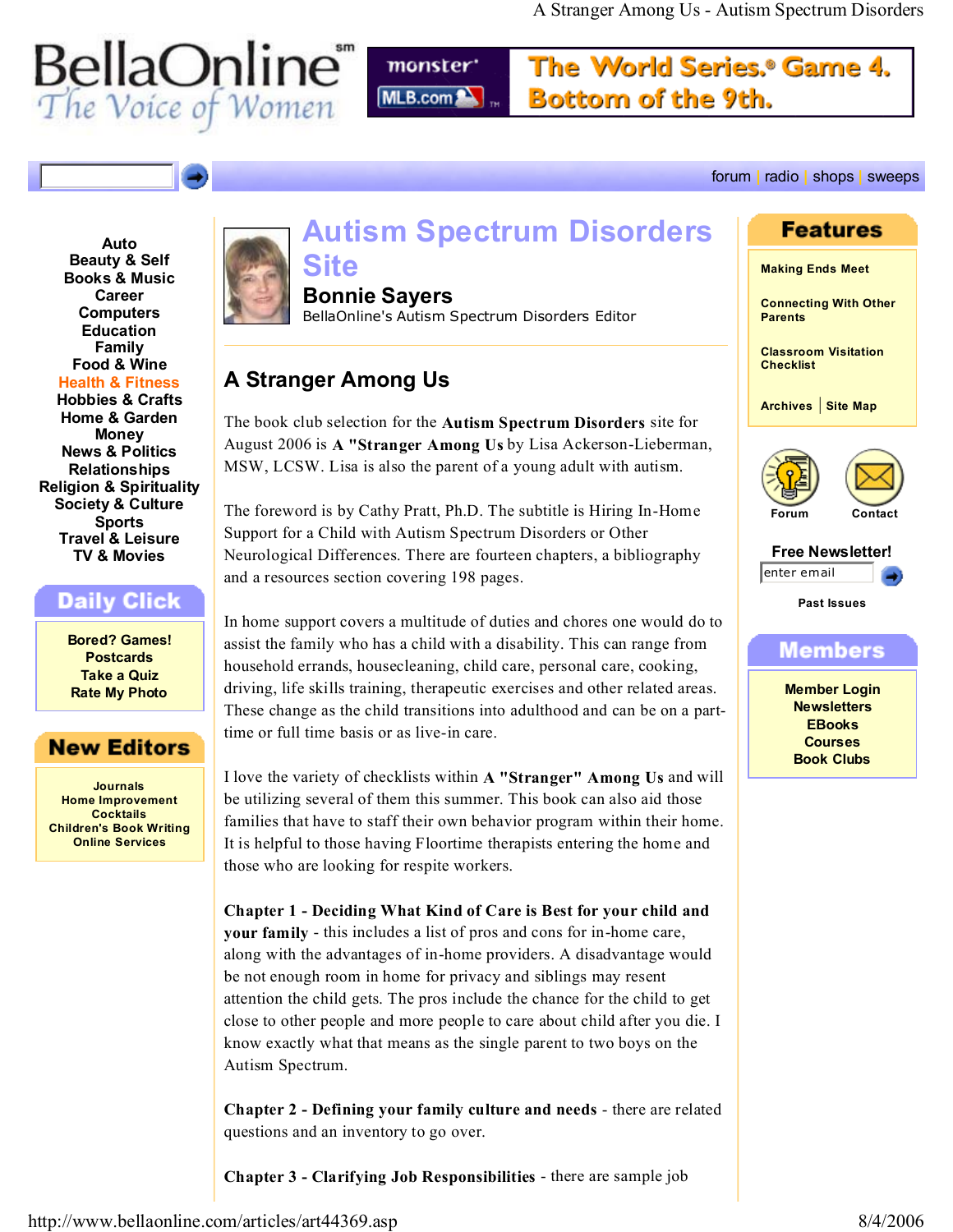# Autism Spectrum Disorders Site

**Bonnie Sayers**
BellaOnline's Autism Spectrum Disorders Editor

## A Stranger Among Us

The book club selection for the **Autism Spectrum Disorders** site for August 2006 is **A "Stranger Among Us** by Lisa Ackerson-Lieberman, MSW, LCSW. Lisa is also the parent of a young adult with autism.

The foreword is by Cathy Pratt, Ph.D. The subtitle is Hiring In-Home Support for a Child with Autism Spectrum Disorders or Other Neurological Differences. There are fourteen chapters, a bibliography and a resources section covering 198 pages.

In home support covers a multitude of duties and chores one would do to assist the family who has a child with a disability. This can range from household errands, housecleaning, child care, personal care, cooking, driving, life skills training, therapeutic exercises and other related areas. These change as the child transitions into adulthood and can be on a part-time or full time basis or as live-in care.

I love the variety of checklists within **A "Stranger" Among Us** and will be utilizing several of them this summer. This book can also aid those families that have to staff their own behavior program within their home. It is helpful to those having Floortime therapists entering the home and those who are looking for respite workers.

**Chapter 1 - Deciding What Kind of Care is Best for your child and your family** - this includes a list of pros and cons for in-home care, along with the advantages of in-home providers. A disadvantage would be not enough room in home for privacy and siblings may resent attention the child gets. The pros include the chance for the child to get close to other people and more people to care about child after you die. I know exactly what that means as the single parent to two boys on the Autism Spectrum.

**Chapter 2 - Defining your family culture and needs** - there are related questions and an inventory to go over.

**Chapter 3 - Clarifying Job Responsibilities** - there are sample job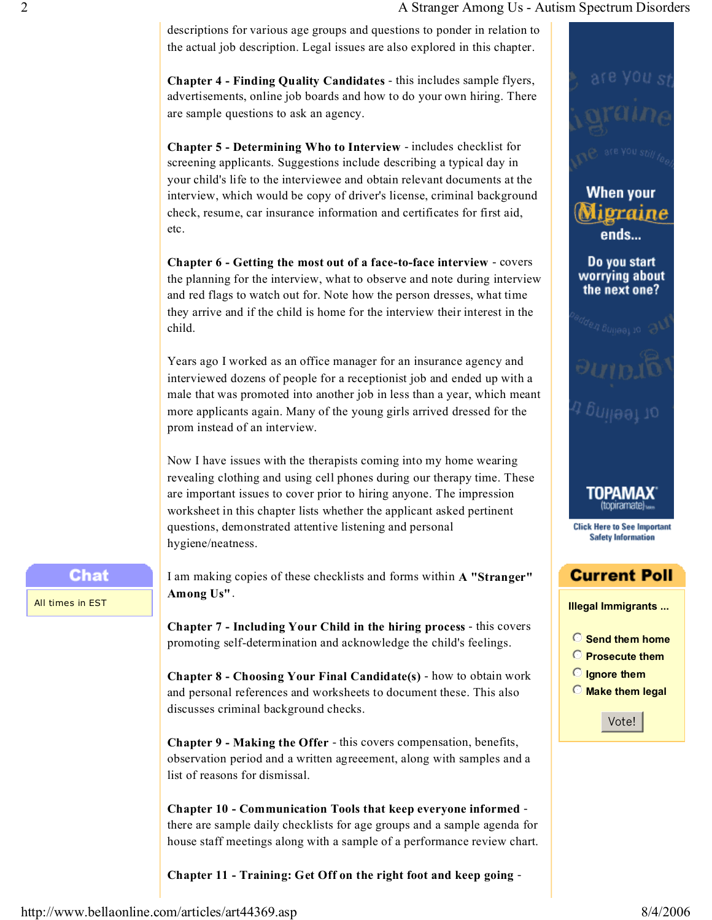descriptions for various age groups and questions to ponder in relation to the actual job description. Legal issues are also explored in this chapter.

**Chapter 4 - Finding Quality Candidates** - this includes sample flyers, advertisements, online job boards and how to do your own hiring. There are sample questions to ask an agency.

**Chapter 5 - Determining Who to Interview** - includes checklist for screening applicants. Suggestions include describing a typical day in your child's life to the interviewee and obtain relevant documents at the interview, which would be copy of driver's license, criminal background check, resume, car insurance information and certificates for first aid, etc.

**Chapter 6 - Getting the most out of a face-to-face interview** - covers the planning for the interview, what to observe and note during interview and red flags to watch out for. Note how the person dresses, what time they arrive and if the child is home for the interview their interest in the child.

Years ago I worked as an office manager for an insurance agency and interviewed dozens of people for a receptionist job and ended up with a male that was promoted into another job in less than a year, which meant more applicants again. Many of the young girls arrived dressed for the prom instead of an interview.

Now I have issues with the therapists coming into my home wearing revealing clothing and using cell phones during our therapy time. These are important issues to cover prior to hiring anyone. The impression worksheet in this chapter lists whether the applicant asked pertinent questions, demonstrated attentive listening and personal hygiene/neatness.

I am making copies of these checklists and forms within **A "Stranger" Among Us"**.

**Chapter 7 - Including Your Child in the hiring process** - this covers promoting self-determination and acknowledge the child's feelings.

**Chapter 8 - Choosing Your Final Candidate(s)** - how to obtain work and personal references and worksheets to document these. This also discusses criminal background checks.

**Chapter 9 - Making the Offer** - this covers compensation, benefits, observation period and a written agreeement, along with samples and a list of reasons for dismissal.

**Chapter 10 - Communication Tools that keep everyone informed** - there are sample daily checklists for age groups and a sample agenda for house staff meetings along with a sample of a performance review chart.

**Chapter 11 - Training: Get Off on the right foot and keep going** -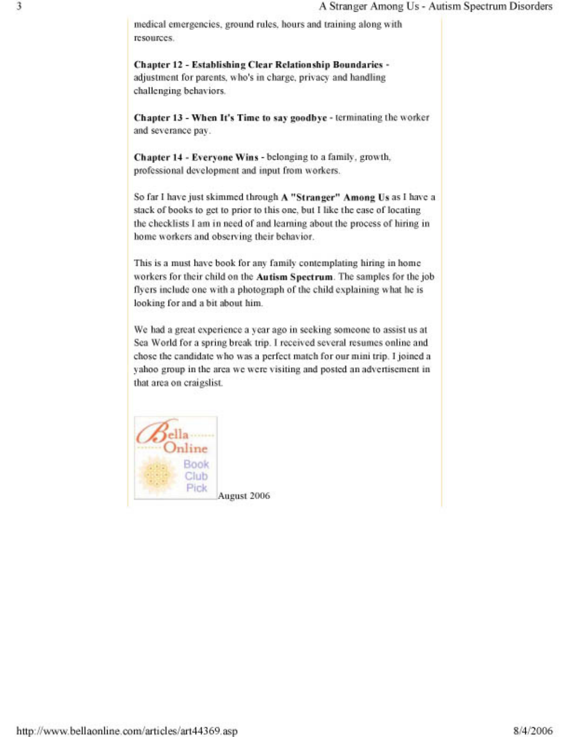medical emergencies, ground rules, hours and training along with resources.

**Chapter 12 - Establishing Clear Relationship Boundaries** - adjustment for parents, who's in charge, privacy and handling challenging behaviors.

**Chapter 13 - When It's Time to say goodbye** - terminating the worker and severance pay.

**Chapter 14 - Everyone Wins** - belonging to a family, growth, professional development and input from workers.

So far I have just skimmed through **A "Stranger" Among Us** as I have a stack of books to get to prior to this one, but I like the ease of locating the checklists I am in need of and learning about the process of hiring in home workers and observing their behavior.

This is a must have book for any family contemplating hiring in home workers for their child on the **Autism Spectrum**. The samples for the job flyers include one with a photograph of the child explaining what he is looking for and a bit about him.

We had a great experience a year ago in seeking someone to assist us at Sea World for a spring break trip. I received several resumes online and chose the candidate who was a perfect match for our mini trip. I joined a yahoo group in the area we were visiting and posted an advertisement in that area on craigslist.

Bella Online Book Club Pick August 2006